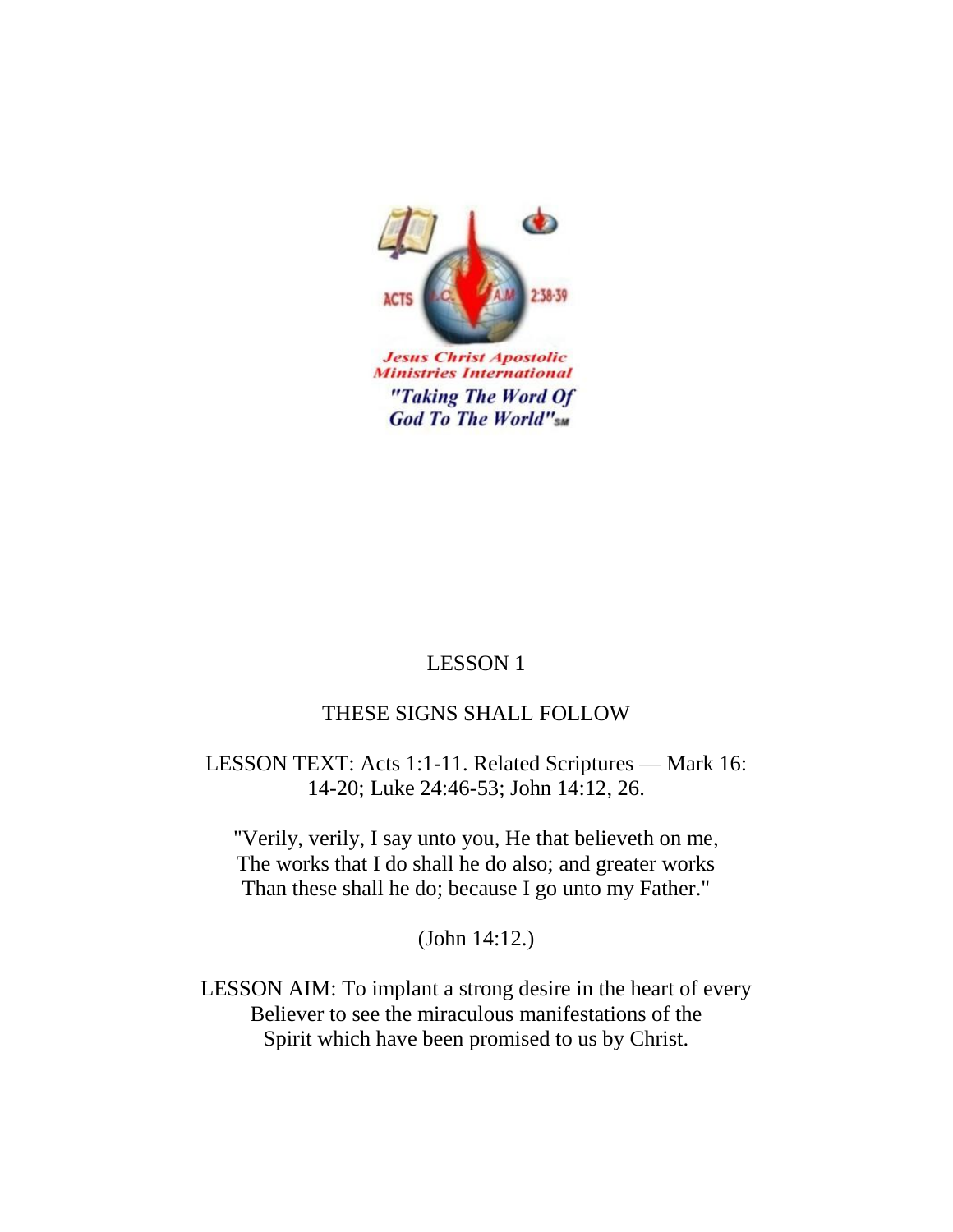Jesus Christ Apostolic Ministries International

"Taking The Word Of God To The World"℠

# LESSON 1

## THESE SIGNS SHALL FOLLOW

LESSON TEXT: Acts 1:1-11. Related Scriptures — Mark 16: 14-20; Luke 24:46-53; John 14:12, 26.

"Verily, verily, I say unto you, He that believeth on me,
The works that I do shall he do also; and greater works
Than these shall he do; because I go unto my Father."

(John 14:12.)

LESSON AIM: To implant a strong desire in the heart of every Believer to see the miraculous manifestations of the Spirit which have been promised to us by Christ.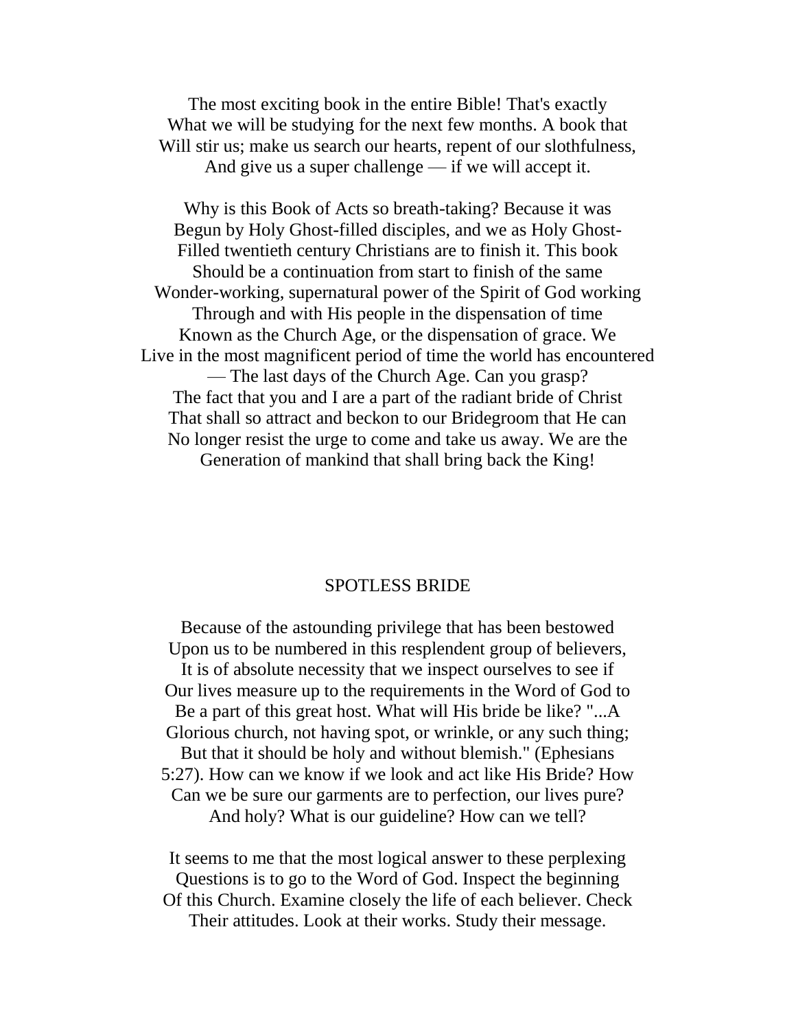The most exciting book in the entire Bible! That's exactly What we will be studying for the next few months. A book that Will stir us; make us search our hearts, repent of our slothfulness, And give us a super challenge — if we will accept it.

Why is this Book of Acts so breath-taking? Because it was Begun by Holy Ghost-filled disciples, and we as Holy Ghost-Filled twentieth century Christians are to finish it. This book Should be a continuation from start to finish of the same Wonder-working, supernatural power of the Spirit of God working Through and with His people in the dispensation of time Known as the Church Age, or the dispensation of grace. We Live in the most magnificent period of time the world has encountered — The last days of the Church Age. Can you grasp? The fact that you and I are a part of the radiant bride of Christ That shall so attract and beckon to our Bridegroom that He can No longer resist the urge to come and take us away. We are the Generation of mankind that shall bring back the King!

## SPOTLESS BRIDE

Because of the astounding privilege that has been bestowed Upon us to be numbered in this resplendent group of believers, It is of absolute necessity that we inspect ourselves to see if Our lives measure up to the requirements in the Word of God to Be a part of this great host. What will His bride be like? "...A Glorious church, not having spot, or wrinkle, or any such thing; But that it should be holy and without blemish." (Ephesians 5:27). How can we know if we look and act like His Bride? How Can we be sure our garments are to perfection, our lives pure? And holy? What is our guideline? How can we tell?

It seems to me that the most logical answer to these perplexing Questions is to go to the Word of God. Inspect the beginning Of this Church. Examine closely the life of each believer. Check Their attitudes. Look at their works. Study their message.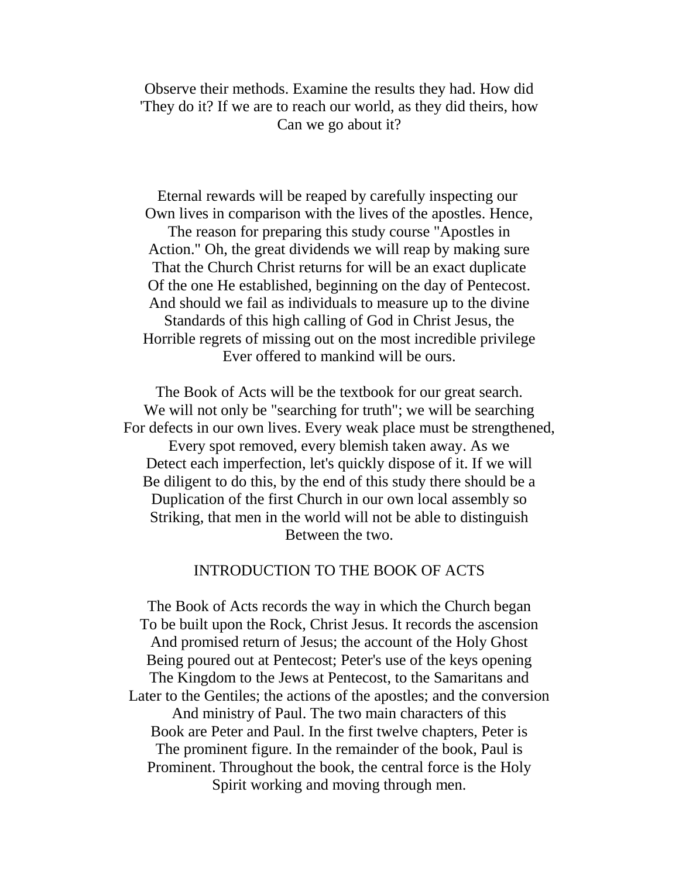Observe their methods. Examine the results they had. How did 'They do it? If we are to reach our world, as they did theirs, how Can we go about it?

Eternal rewards will be reaped by carefully inspecting our Own lives in comparison with the lives of the apostles. Hence, The reason for preparing this study course "Apostles in Action." Oh, the great dividends we will reap by making sure That the Church Christ returns for will be an exact duplicate Of the one He established, beginning on the day of Pentecost. And should we fail as individuals to measure up to the divine Standards of this high calling of God in Christ Jesus, the Horrible regrets of missing out on the most incredible privilege Ever offered to mankind will be ours.

The Book of Acts will be the textbook for our great search. We will not only be "searching for truth"; we will be searching For defects in our own lives. Every weak place must be strengthened, Every spot removed, every blemish taken away. As we Detect each imperfection, let's quickly dispose of it. If we will Be diligent to do this, by the end of this study there should be a Duplication of the first Church in our own local assembly so Striking, that men in the world will not be able to distinguish Between the two.

## INTRODUCTION TO THE BOOK OF ACTS

The Book of Acts records the way in which the Church began To be built upon the Rock, Christ Jesus. It records the ascension And promised return of Jesus; the account of the Holy Ghost Being poured out at Pentecost; Peter's use of the keys opening The Kingdom to the Jews at Pentecost, to the Samaritans and Later to the Gentiles; the actions of the apostles; and the conversion And ministry of Paul. The two main characters of this Book are Peter and Paul. In the first twelve chapters, Peter is The prominent figure. In the remainder of the book, Paul is Prominent. Throughout the book, the central force is the Holy Spirit working and moving through men.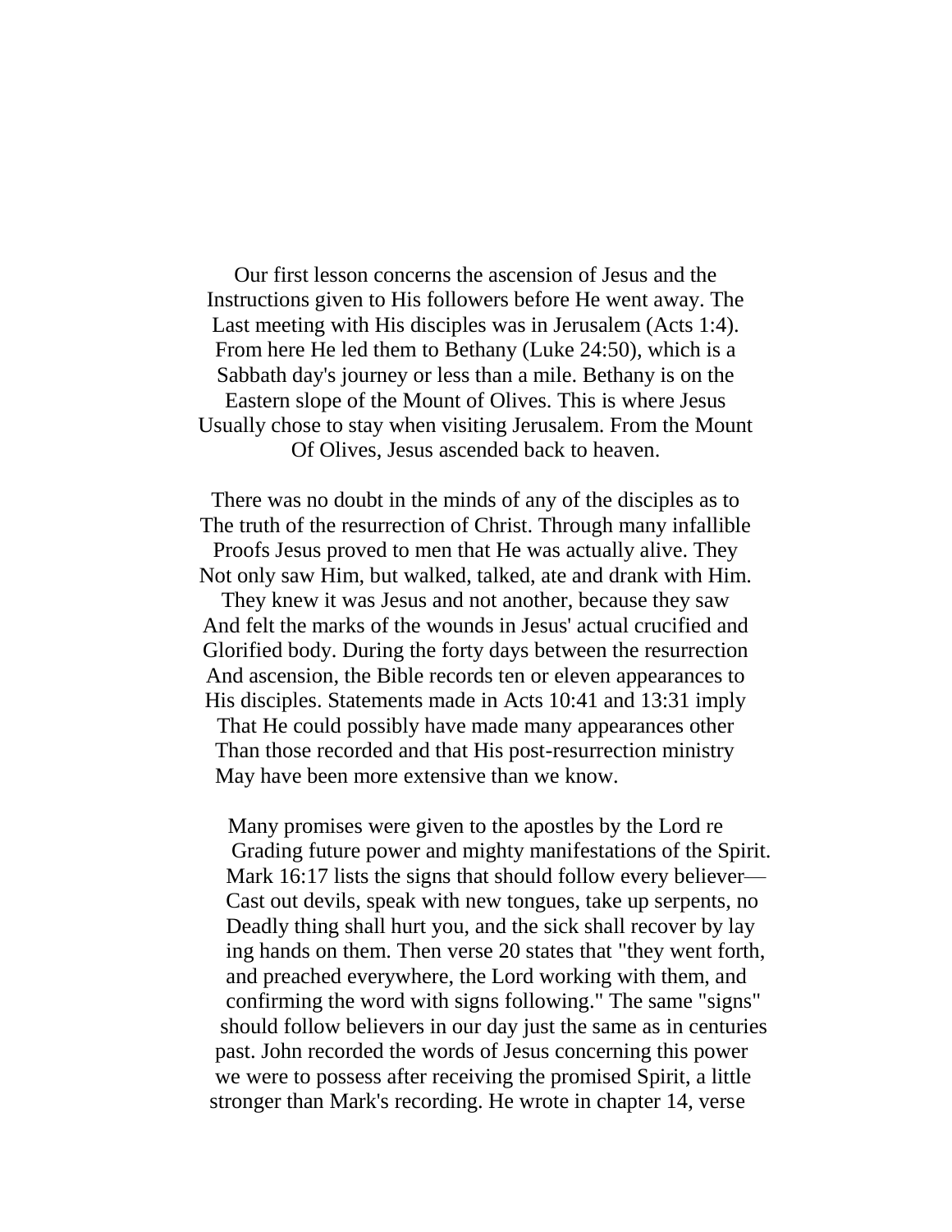Our first lesson concerns the ascension of Jesus and the Instructions given to His followers before He went away. The Last meeting with His disciples was in Jerusalem (Acts 1:4). From here He led them to Bethany (Luke 24:50), which is a Sabbath day's journey or less than a mile. Bethany is on the Eastern slope of the Mount of Olives. This is where Jesus Usually chose to stay when visiting Jerusalem. From the Mount Of Olives, Jesus ascended back to heaven.

There was no doubt in the minds of any of the disciples as to The truth of the resurrection of Christ. Through many infallible Proofs Jesus proved to men that He was actually alive. They Not only saw Him, but walked, talked, ate and drank with Him. They knew it was Jesus and not another, because they saw And felt the marks of the wounds in Jesus' actual crucified and Glorified body. During the forty days between the resurrection And ascension, the Bible records ten or eleven appearances to His disciples. Statements made in Acts 10:41 and 13:31 imply That He could possibly have made many appearances other Than those recorded and that His post-resurrection ministry May have been more extensive than we know.

Many promises were given to the apostles by the Lord re Grading future power and mighty manifestations of the Spirit. Mark 16:17 lists the signs that should follow every believer— Cast out devils, speak with new tongues, take up serpents, no Deadly thing shall hurt you, and the sick shall recover by lay ing hands on them. Then verse 20 states that "they went forth, and preached everywhere, the Lord working with them, and confirming the word with signs following." The same "signs" should follow believers in our day just the same as in centuries past. John recorded the words of Jesus concerning this power we were to possess after receiving the promised Spirit, a little stronger than Mark's recording. He wrote in chapter 14, verse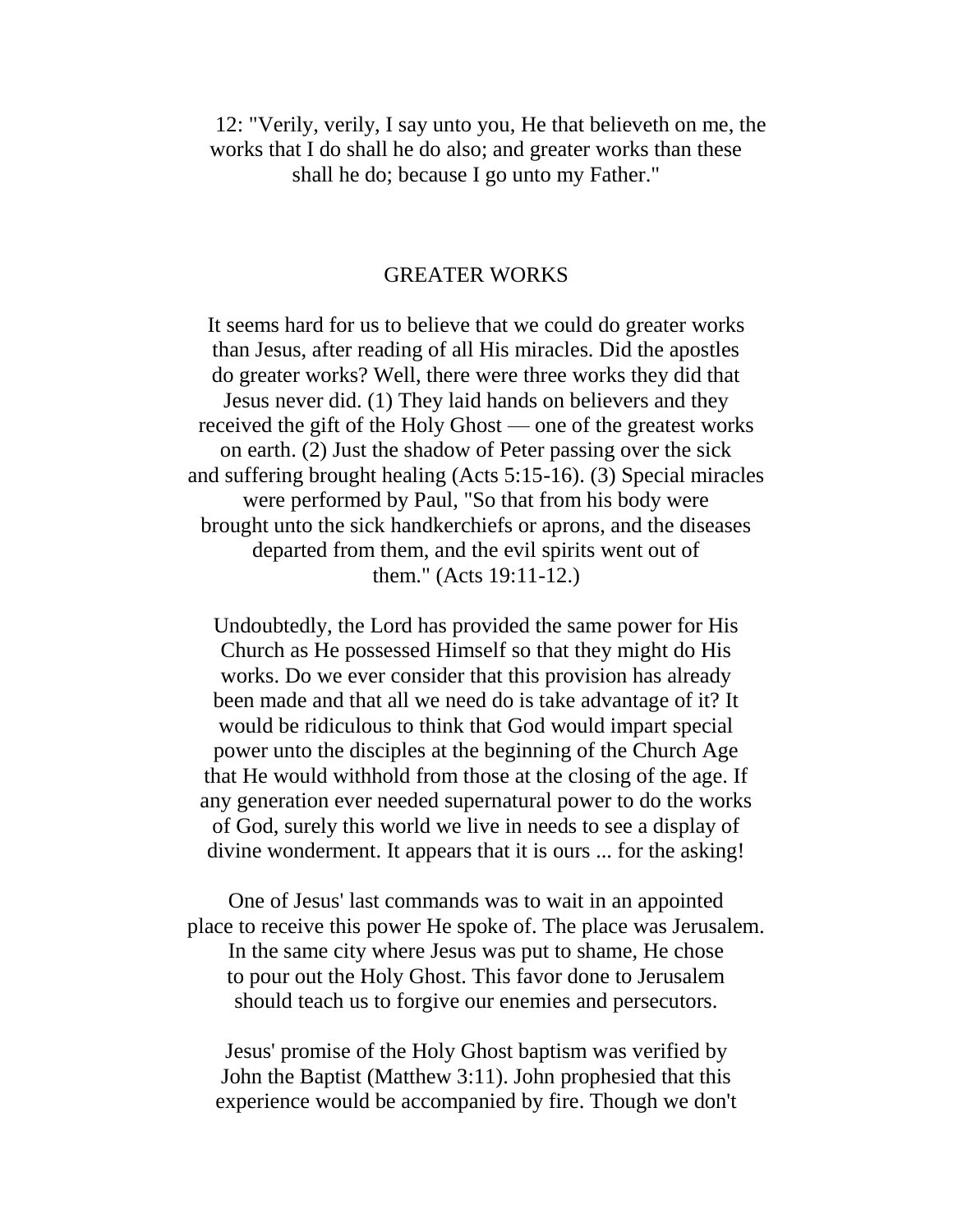12: "Verily, verily, I say unto you, He that believeth on me, the works that I do shall he do also; and greater works than these shall he do; because I go unto my Father."

## GREATER WORKS

It seems hard for us to believe that we could do greater works than Jesus, after reading of all His miracles. Did the apostles do greater works? Well, there were three works they did that Jesus never did. (1) They laid hands on believers and they received the gift of the Holy Ghost — one of the greatest works on earth. (2) Just the shadow of Peter passing over the sick and suffering brought healing (Acts 5:15-16). (3) Special miracles were performed by Paul, "So that from his body were brought unto the sick handkerchiefs or aprons, and the diseases departed from them, and the evil spirits went out of them." (Acts 19:11-12.)

Undoubtedly, the Lord has provided the same power for His Church as He possessed Himself so that they might do His works. Do we ever consider that this provision has already been made and that all we need do is take advantage of it? It would be ridiculous to think that God would impart special power unto the disciples at the beginning of the Church Age that He would withhold from those at the closing of the age. If any generation ever needed supernatural power to do the works of God, surely this world we live in needs to see a display of divine wonderment. It appears that it is ours ... for the asking!

One of Jesus' last commands was to wait in an appointed place to receive this power He spoke of. The place was Jerusalem. In the same city where Jesus was put to shame, He chose to pour out the Holy Ghost. This favor done to Jerusalem should teach us to forgive our enemies and persecutors.

Jesus' promise of the Holy Ghost baptism was verified by John the Baptist (Matthew 3:11). John prophesied that this experience would be accompanied by fire. Though we don't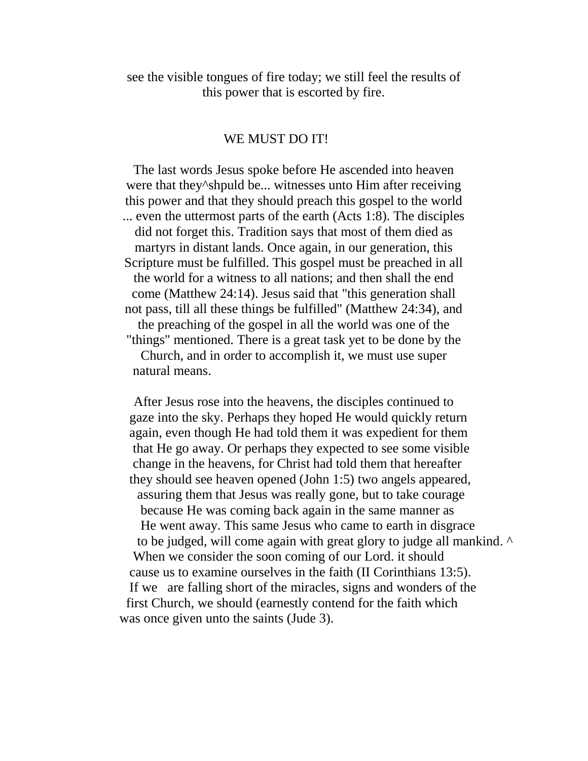see the visible tongues of fire today; we still feel the results of this power that is escorted by fire.

## WE MUST DO IT!

The last words Jesus spoke before He ascended into heaven were that they^shpuld be... witnesses unto Him after receiving this power and that they should preach this gospel to the world ... even the uttermost parts of the earth (Acts 1:8). The disciples did not forget this. Tradition says that most of them died as martyrs in distant lands. Once again, in our generation, this Scripture must be fulfilled. This gospel must be preached in all the world for a witness to all nations; and then shall the end come (Matthew 24:14). Jesus said that "this generation shall not pass, till all these things be fulfilled" (Matthew 24:34), and the preaching of the gospel in all the world was one of the "things" mentioned. There is a great task yet to be done by the Church, and in order to accomplish it, we must use super natural means.

After Jesus rose into the heavens, the disciples continued to gaze into the sky. Perhaps they hoped He would quickly return again, even though He had told them it was expedient for them that He go away. Or perhaps they expected to see some visible change in the heavens, for Christ had told them that hereafter they should see heaven opened (John 1:5) two angels appeared, assuring them that Jesus was really gone, but to take courage because He was coming back again in the same manner as He went away. This same Jesus who came to earth in disgrace to be judged, will come again with great glory to judge all mankind. ^ When we consider the soon coming of our Lord. it should cause us to examine ourselves in the faith (II Corinthians 13:5). If we are falling short of the miracles, signs and wonders of the first Church, we should (earnestly contend for the faith which was once given unto the saints (Jude 3).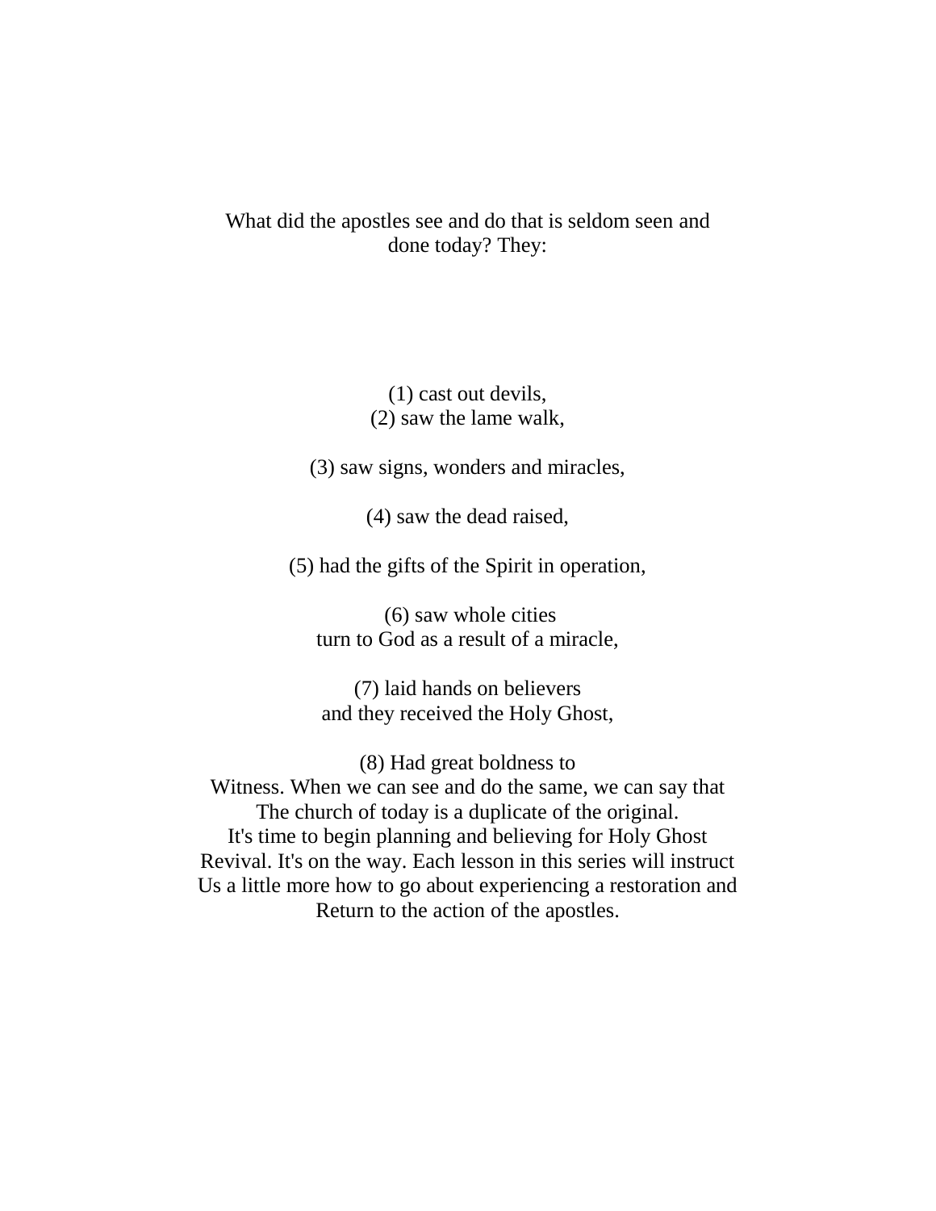What did the apostles see and do that is seldom seen and done today? They:

(1) cast out devils,
(2) saw the lame walk,

(3) saw signs, wonders and miracles,

(4) saw the dead raised,

(5) had the gifts of the Spirit in operation,

(6) saw whole cities turn to God as a result of a miracle,

(7) laid hands on believers and they received the Holy Ghost,

(8) Had great boldness to Witness. When we can see and do the same, we can say that The church of today is a duplicate of the original. It's time to begin planning and believing for Holy Ghost Revival. It's on the way. Each lesson in this series will instruct Us a little more how to go about experiencing a restoration and Return to the action of the apostles.